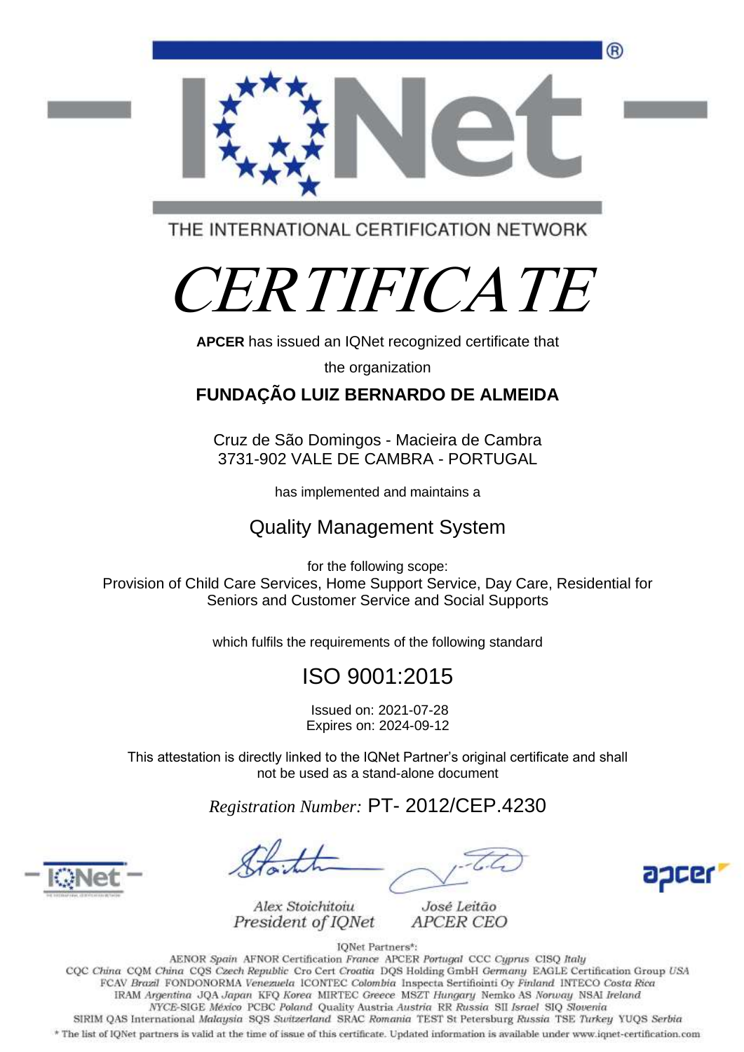THE INTERNATIONAL CERTIFICATION NETWORK

# *CERTIFICATE*

**APCER** has issued an IQNet recognized certificate that

the organization

**FUNDAÇÃO LUIZ BERNARDO DE ALMEIDA**

Cruz de São Domingos - Macieira de Cambra
3731-902 VALE DE CAMBRA - PORTUGAL

has implemented and maintains a

## Quality Management System

for the following scope:
Provision of Child Care Services, Home Support Service, Day Care, Residential for Seniors and Customer Service and Social Supports

which fulfils the requirements of the following standard

## ISO 9001:2015

Issued on: 2021-07-28
Expires on: 2024-09-12

This attestation is directly linked to the IQNet Partner's original certificate and shall not be used as a stand-alone document

*Registration Number:* PT- 2012/CEP.4230

*Alex Stoichitoiu*
*President of IQNet*

*José Leitão*
*APCER CEO*

IQNet Partners*:

AENOR *Spain* AFNOR Certification *France* APCER *Portugal* CCC *Cyprus* CISQ *Italy*
CQC *China* CQM *China* CQS *Czech Republic* Cro Cert *Croatia* DQS Holding GmbH *Germany* EAGLE Certification Group *USA*
FCAV *Brazil* FONDONORMA *Venezuela* ICONTEC *Colombia* Inspecta Sertifiointi Oy *Finland* INTECO *Costa Rica*
IRAM *Argentina* JQA *Japan* KFQ *Korea* MIRTEC *Greece* MSZT *Hungary* Nemko AS *Norway* NSAI *Ireland*
NYCE-SIGE *México* PCBC *Poland* Quality Austria *Austria* RR *Russia* SII *Israel* SIQ *Slovenia*
SIRIM QAS International *Malaysia* SQS *Switzerland* SRAC *Romania* TEST St Petersburg *Russia* TSE *Turkey* YUQS *Serbia*

* The list of IQNet partners is valid at the time of issue of this certificate. Updated information is available under www.iqnet-certification.com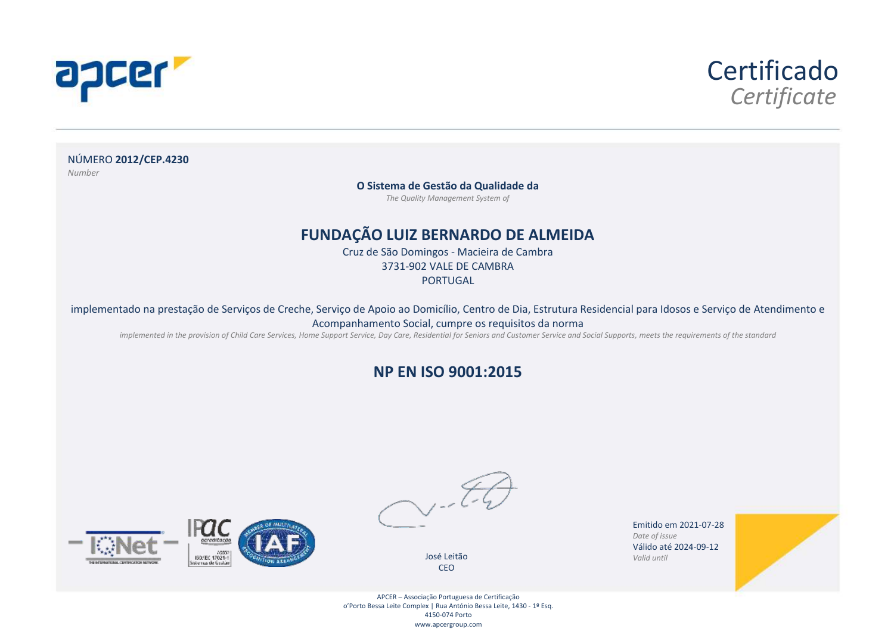apcer

# Certificado
*Certificate*

NÚMERO **2012/CEP.4230**
*Number*

**O Sistema de Gestão da Qualidade da**
*The Quality Management System of*

## FUNDAÇÃO LUIZ BERNARDO DE ALMEIDA

Cruz de São Domingos - Macieira de Cambra
3731-902 VALE DE CAMBRA
PORTUGAL

implementado na prestação de Serviços de Creche, Serviço de Apoio ao Domicílio, Centro de Dia, Estrutura Residencial para Idosos e Serviço de Atendimento e Acompanhamento Social, cumpre os requisitos da norma
*implemented in the provision of Child Care Services, Home Support Service, Day Care, Residential for Seniors and Customer Service and Social Supports, meets the requirements of the standard*

## NP EN ISO 9001:2015

José Leitão
CEO

Emitido em 2021-07-28
*Date of issue*
Válido até 2024-09-12
*Valid until*

APCER – Associação Portuguesa de Certificação
o'Porto Bessa Leite Complex | Rua António Bessa Leite, 1430 - 1º Esq.
4150-074 Porto
www.apcergroup.com